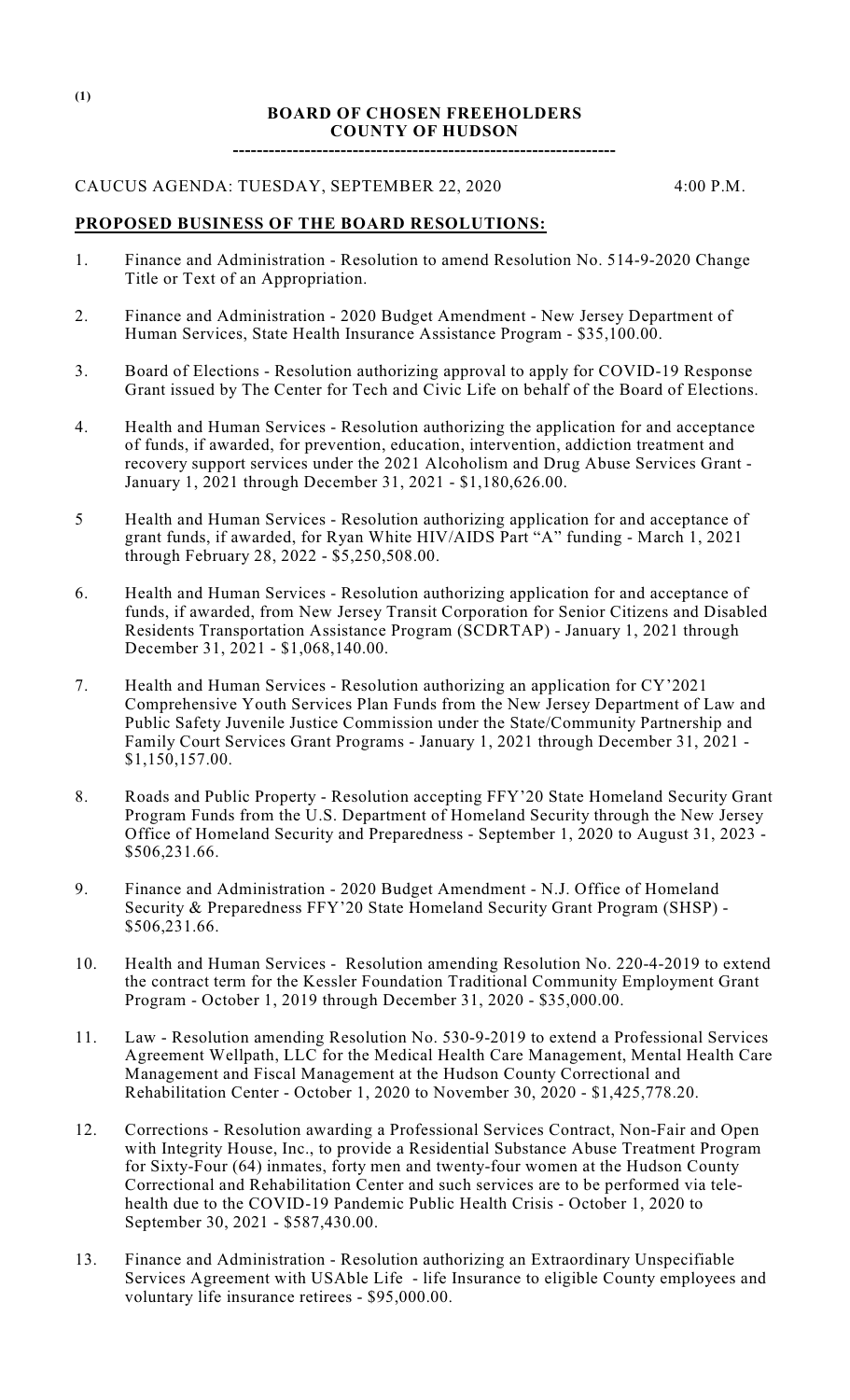(1)

**BOARD OF CHOSEN FREEHOLDERS**
**COUNTY OF HUDSON**

----------------------------------------------------------------

CAUCUS AGENDA: TUESDAY, SEPTEMBER 22, 2020 4:00 P.M.

**PROPOSED BUSINESS OF THE BOARD RESOLUTIONS:**

1. Finance and Administration - Resolution to amend Resolution No. 514-9-2020 Change Title or Text of an Appropriation.

2. Finance and Administration - 2020 Budget Amendment - New Jersey Department of Human Services, State Health Insurance Assistance Program - $35,100.00.

3. Board of Elections - Resolution authorizing approval to apply for COVID-19 Response Grant issued by The Center for Tech and Civic Life on behalf of the Board of Elections.

4. Health and Human Services - Resolution authorizing the application for and acceptance of funds, if awarded, for prevention, education, intervention, addiction treatment and recovery support services under the 2021 Alcoholism and Drug Abuse Services Grant - January 1, 2021 through December 31, 2021 - $1,180,626.00.

5 Health and Human Services - Resolution authorizing application for and acceptance of grant funds, if awarded, for Ryan White HIV/AIDS Part "A" funding - March 1, 2021 through February 28, 2022 - $5,250,508.00.

6. Health and Human Services - Resolution authorizing application for and acceptance of funds, if awarded, from New Jersey Transit Corporation for Senior Citizens and Disabled Residents Transportation Assistance Program (SCDRTAP) - January 1, 2021 through December 31, 2021 - $1,068,140.00.

7. Health and Human Services - Resolution authorizing an application for CY'2021 Comprehensive Youth Services Plan Funds from the New Jersey Department of Law and Public Safety Juvenile Justice Commission under the State/Community Partnership and Family Court Services Grant Programs - January 1, 2021 through December 31, 2021 - $1,150,157.00.

8. Roads and Public Property - Resolution accepting FFY'20 State Homeland Security Grant Program Funds from the U.S. Department of Homeland Security through the New Jersey Office of Homeland Security and Preparedness - September 1, 2020 to August 31, 2023 - $506,231.66.

9. Finance and Administration - 2020 Budget Amendment - N.J. Office of Homeland Security & Preparedness FFY'20 State Homeland Security Grant Program (SHSP) - $506,231.66.

10. Health and Human Services - Resolution amending Resolution No. 220-4-2019 to extend the contract term for the Kessler Foundation Traditional Community Employment Grant Program - October 1, 2019 through December 31, 2020 - $35,000.00.

11. Law - Resolution amending Resolution No. 530-9-2019 to extend a Professional Services Agreement Wellpath, LLC for the Medical Health Care Management, Mental Health Care Management and Fiscal Management at the Hudson County Correctional and Rehabilitation Center - October 1, 2020 to November 30, 2020 - $1,425,778.20.

12. Corrections - Resolution awarding a Professional Services Contract, Non-Fair and Open with Integrity House, Inc., to provide a Residential Substance Abuse Treatment Program for Sixty-Four (64) inmates, forty men and twenty-four women at the Hudson County Correctional and Rehabilitation Center and such services are to be performed via tele-health due to the COVID-19 Pandemic Public Health Crisis - October 1, 2020 to September 30, 2021 - $587,430.00.

13. Finance and Administration - Resolution authorizing an Extraordinary Unspecifiable Services Agreement with USAble Life - life Insurance to eligible County employees and voluntary life insurance retirees - $95,000.00.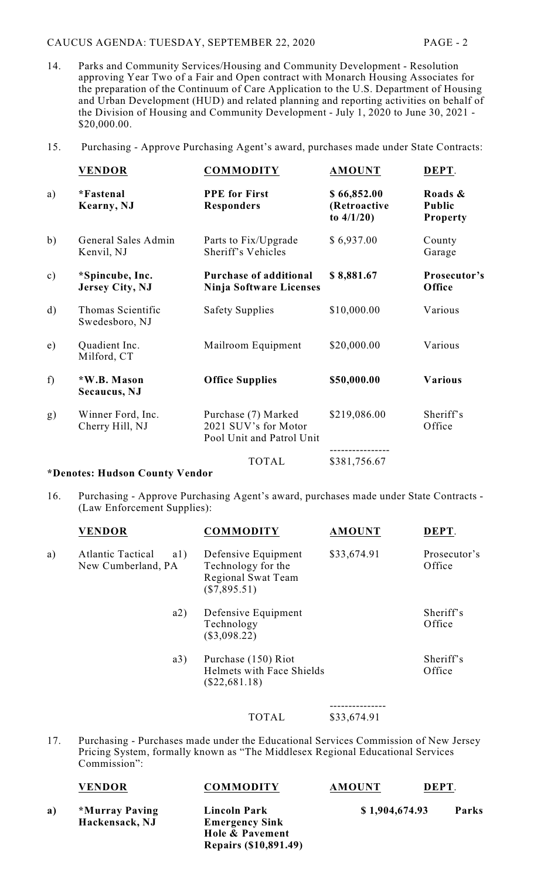14. Parks and Community Services/Housing and Community Development - Resolution approving Year Two of a Fair and Open contract with Monarch Housing Associates for the preparation of the Continuum of Care Application to the U.S. Department of Housing and Urban Development (HUD) and related planning and reporting activities on behalf of the Division of Housing and Community Development - July 1, 2020 to June 30, 2021 - $20,000.00.

15. Purchasing - Approve Purchasing Agent's award, purchases made under State Contracts:

| | VENDOR | COMMODITY | AMOUNT | DEPT. |
|---|---|---|---|---|
| a) | **\*Fastenal Kearny, NJ** | **PPE for First Responders** | **$ 66,852.00 (Retroactive to 4/1/20)** | **Roads & Public Property** |
| b) | General Sales Admin Kenvil, NJ | Parts to Fix/Upgrade Sheriff's Vehicles | $ 6,937.00 | County Garage |
| c) | **\*Spincube, Inc. Jersey City, NJ** | **Purchase of additional Ninja Software Licenses** | **$ 8,881.67** | **Prosecutor's Office** |
| d) | Thomas Scientific Swedesboro, NJ | Safety Supplies | $10,000.00 | Various |
| e) | Quadient Inc. Milford, CT | Mailroom Equipment | $20,000.00 | Various |
| f) | **\*W.B. Mason Secaucus, NJ** | **Office Supplies** | **$50,000.00** | **Various** |
| g) | Winner Ford, Inc. Cherry Hill, NJ | Purchase (7) Marked 2021 SUV's for Motor Pool Unit and Patrol Unit | $219,086.00 | Sheriff's Office |
| | | TOTAL | $381,756.67 | |

**\*Denotes: Hudson County Vendor**

16. Purchasing - Approve Purchasing Agent's award, purchases made under State Contracts - (Law Enforcement Supplies):

| | VENDOR | | COMMODITY | AMOUNT | DEPT. |
|---|---|---|---|---|---|
| a) | Atlantic Tactical New Cumberland, PA | a1) | Defensive Equipment Technology for the Regional Swat Team ($7,895.51) | $33,674.91 | Prosecutor's Office |
| | | a2) | Defensive Equipment Technology ($3,098.22) | | Sheriff's Office |
| | | a3) | Purchase (150) Riot Helmets with Face Shields ($22,681.18) | | Sheriff's Office |
| | | | TOTAL | $33,674.91 | |

17. Purchasing - Purchases made under the Educational Services Commission of New Jersey Pricing System, formally known as "The Middlesex Regional Educational Services Commission":

| | VENDOR | COMMODITY | AMOUNT | DEPT. |
|---|---|---|---|---|
| **a)** | **\*Murray Paving Hackensack, NJ** | **Lincoln Park Emergency Sink Hole & Pavement Repairs ($10,891.49)** | **$ 1,904,674.93** | **Parks** |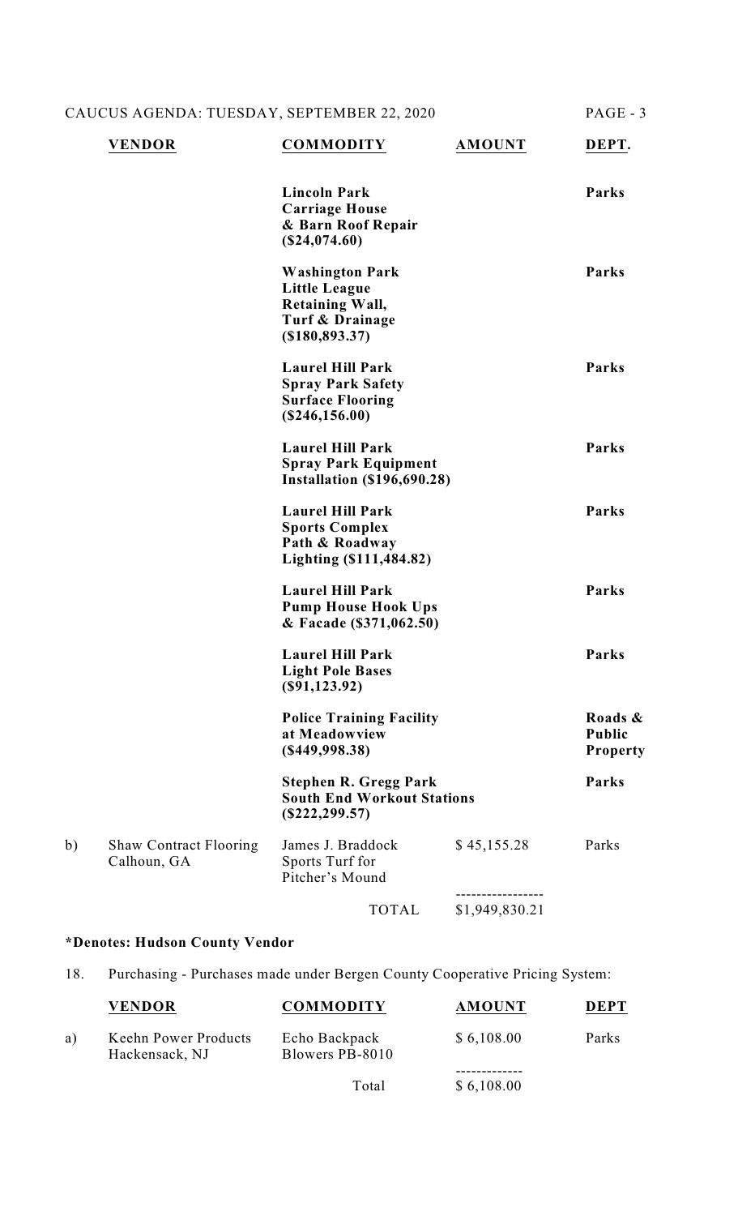| | VENDOR | COMMODITY | AMOUNT | DEPT. |
|---|---|---|---|---|
| | | **Lincoln Park Carriage House & Barn Roof Repair ($24,074.60)** | | **Parks** |
| | | **Washington Park Little League Retaining Wall, Turf & Drainage ($180,893.37)** | | **Parks** |
| | | **Laurel Hill Park Spray Park Safety Surface Flooring ($246,156.00)** | | **Parks** |
| | | **Laurel Hill Park Spray Park Equipment Installation ($196,690.28)** | | **Parks** |
| | | **Laurel Hill Park Sports Complex Path & Roadway Lighting ($111,484.82)** | | **Parks** |
| | | **Laurel Hill Park Pump House Hook Ups & Facade ($371,062.50)** | | **Parks** |
| | | **Laurel Hill Park Light Pole Bases ($91,123.92)** | | **Parks** |
| | | **Police Training Facility at Meadowview ($449,998.38)** | | **Roads & Public Property** |
| | | **Stephen R. Gregg Park South End Workout Stations ($222,299.57)** | | **Parks** |
| b) | Shaw Contract Flooring Calhoun, GA | James J. Braddock Sports Turf for Pitcher's Mound | $ 45,155.28 | Parks |
| | | TOTAL | $1,949,830.21 | |

**\*Denotes: Hudson County Vendor**

18. Purchasing - Purchases made under Bergen County Cooperative Pricing System:

| | VENDOR | COMMODITY | AMOUNT | DEPT |
|---|---|---|---|---|
| a) | Keehn Power Products Hackensack, NJ | Echo Backpack Blowers PB-8010 | $ 6,108.00 | Parks |
| | | Total | $ 6,108.00 | |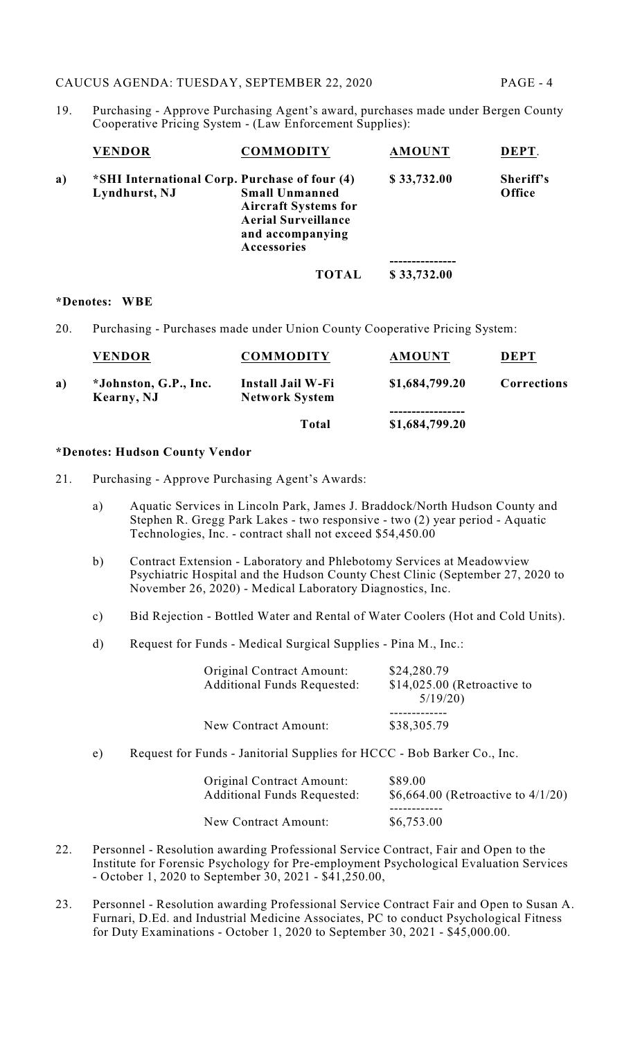19. Purchasing - Approve Purchasing Agent's award, purchases made under Bergen County Cooperative Pricing System - (Law Enforcement Supplies):

| | VENDOR | COMMODITY | AMOUNT | DEPT. |
|---|---|---|---|---|
| a) | *SHI International Corp. Lyndhurst, NJ | Purchase of four (4) Small Unmanned Aircraft Systems for Aerial Surveillance and accompanying Accessories | $ 33,732.00 | Sheriff's Office |
| | | TOTAL | $ 33,732.00 | |

**\*Denotes: WBE**

20. Purchasing - Purchases made under Union County Cooperative Pricing System:

| | VENDOR | COMMODITY | AMOUNT | DEPT |
|---|---|---|---|---|
| a) | *Johnston, G.P., Inc. Kearny, NJ | Install Jail W-Fi Network System | $1,684,799.20 | Corrections |
| | | Total | $1,684,799.20 | |

**\*Denotes: Hudson County Vendor**

21. Purchasing - Approve Purchasing Agent's Awards:

    a) Aquatic Services in Lincoln Park, James J. Braddock/North Hudson County and Stephen R. Gregg Park Lakes - two responsive - two (2) year period - Aquatic Technologies, Inc. - contract shall not exceed $54,450.00

    b) Contract Extension - Laboratory and Phlebotomy Services at Meadowview Psychiatric Hospital and the Hudson County Chest Clinic (September 27, 2020 to November 26, 2020) - Medical Laboratory Diagnostics, Inc.

    c) Bid Rejection - Bottled Water and Rental of Water Coolers (Hot and Cold Units).

    d) Request for Funds - Medical Surgical Supplies - Pina M., Inc.:

| | |
|---|---|
| Original Contract Amount: | $24,280.79 |
| Additional Funds Requested: | $14,025.00 (Retroactive to 5/19/20) |
| New Contract Amount: | $38,305.79 |

    e) Request for Funds - Janitorial Supplies for HCCC - Bob Barker Co., Inc.

| | |
|---|---|
| Original Contract Amount: | $89.00 |
| Additional Funds Requested: | $6,664.00 (Retroactive to 4/1/20) |
| New Contract Amount: | $6,753.00 |

22. Personnel - Resolution awarding Professional Service Contract, Fair and Open to the Institute for Forensic Psychology for Pre-employment Psychological Evaluation Services - October 1, 2020 to September 30, 2021 - $41,250.00,

23. Personnel - Resolution awarding Professional Service Contract Fair and Open to Susan A. Furnari, D.Ed. and Industrial Medicine Associates, PC to conduct Psychological Fitness for Duty Examinations - October 1, 2020 to September 30, 2021 - $45,000.00.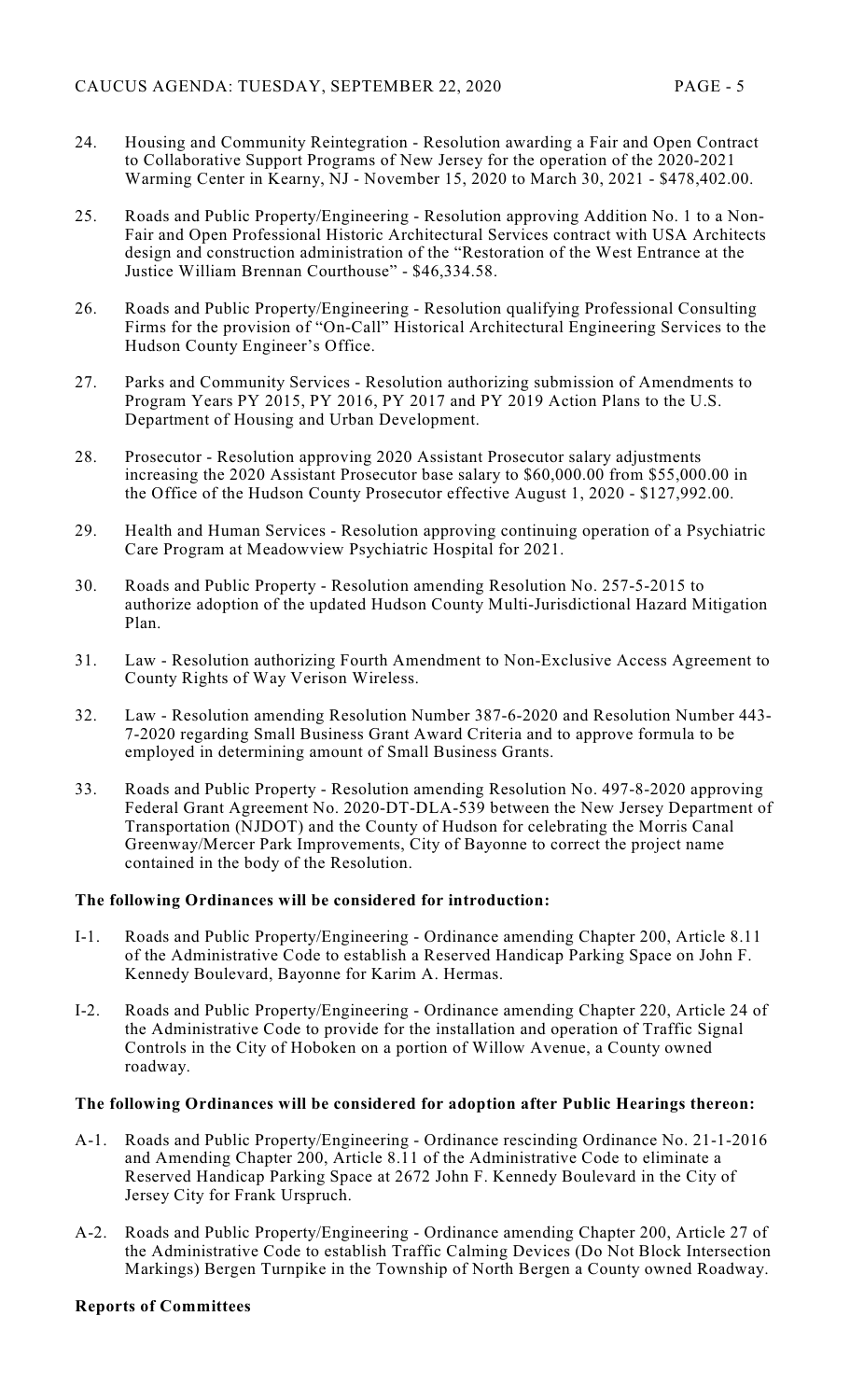24. Housing and Community Reintegration - Resolution awarding a Fair and Open Contract to Collaborative Support Programs of New Jersey for the operation of the 2020-2021 Warming Center in Kearny, NJ - November 15, 2020 to March 30, 2021 - $478,402.00.

25. Roads and Public Property/Engineering - Resolution approving Addition No. 1 to a Non-Fair and Open Professional Historic Architectural Services contract with USA Architects design and construction administration of the "Restoration of the West Entrance at the Justice William Brennan Courthouse" - $46,334.58.

26. Roads and Public Property/Engineering - Resolution qualifying Professional Consulting Firms for the provision of "On-Call" Historical Architectural Engineering Services to the Hudson County Engineer's Office.

27. Parks and Community Services - Resolution authorizing submission of Amendments to Program Years PY 2015, PY 2016, PY 2017 and PY 2019 Action Plans to the U.S. Department of Housing and Urban Development.

28. Prosecutor - Resolution approving 2020 Assistant Prosecutor salary adjustments increasing the 2020 Assistant Prosecutor base salary to $60,000.00 from $55,000.00 in the Office of the Hudson County Prosecutor effective August 1, 2020 - $127,992.00.

29. Health and Human Services - Resolution approving continuing operation of a Psychiatric Care Program at Meadowview Psychiatric Hospital for 2021.

30. Roads and Public Property - Resolution amending Resolution No. 257-5-2015 to authorize adoption of the updated Hudson County Multi-Jurisdictional Hazard Mitigation Plan.

31. Law - Resolution authorizing Fourth Amendment to Non-Exclusive Access Agreement to County Rights of Way Verison Wireless.

32. Law - Resolution amending Resolution Number 387-6-2020 and Resolution Number 443-7-2020 regarding Small Business Grant Award Criteria and to approve formula to be employed in determining amount of Small Business Grants.

33. Roads and Public Property - Resolution amending Resolution No. 497-8-2020 approving Federal Grant Agreement No. 2020-DT-DLA-539 between the New Jersey Department of Transportation (NJDOT) and the County of Hudson for celebrating the Morris Canal Greenway/Mercer Park Improvements, City of Bayonne to correct the project name contained in the body of the Resolution.

**The following Ordinances will be considered for introduction:**

I-1. Roads and Public Property/Engineering - Ordinance amending Chapter 200, Article 8.11 of the Administrative Code to establish a Reserved Handicap Parking Space on John F. Kennedy Boulevard, Bayonne for Karim A. Hermas.

I-2. Roads and Public Property/Engineering - Ordinance amending Chapter 220, Article 24 of the Administrative Code to provide for the installation and operation of Traffic Signal Controls in the City of Hoboken on a portion of Willow Avenue, a County owned roadway.

**The following Ordinances will be considered for adoption after Public Hearings thereon:**

A-1. Roads and Public Property/Engineering - Ordinance rescinding Ordinance No. 21-1-2016 and Amending Chapter 200, Article 8.11 of the Administrative Code to eliminate a Reserved Handicap Parking Space at 2672 John F. Kennedy Boulevard in the City of Jersey City for Frank Urspruch.

A-2. Roads and Public Property/Engineering - Ordinance amending Chapter 200, Article 27 of the Administrative Code to establish Traffic Calming Devices (Do Not Block Intersection Markings) Bergen Turnpike in the Township of North Bergen a County owned Roadway.

**Reports of Committees**